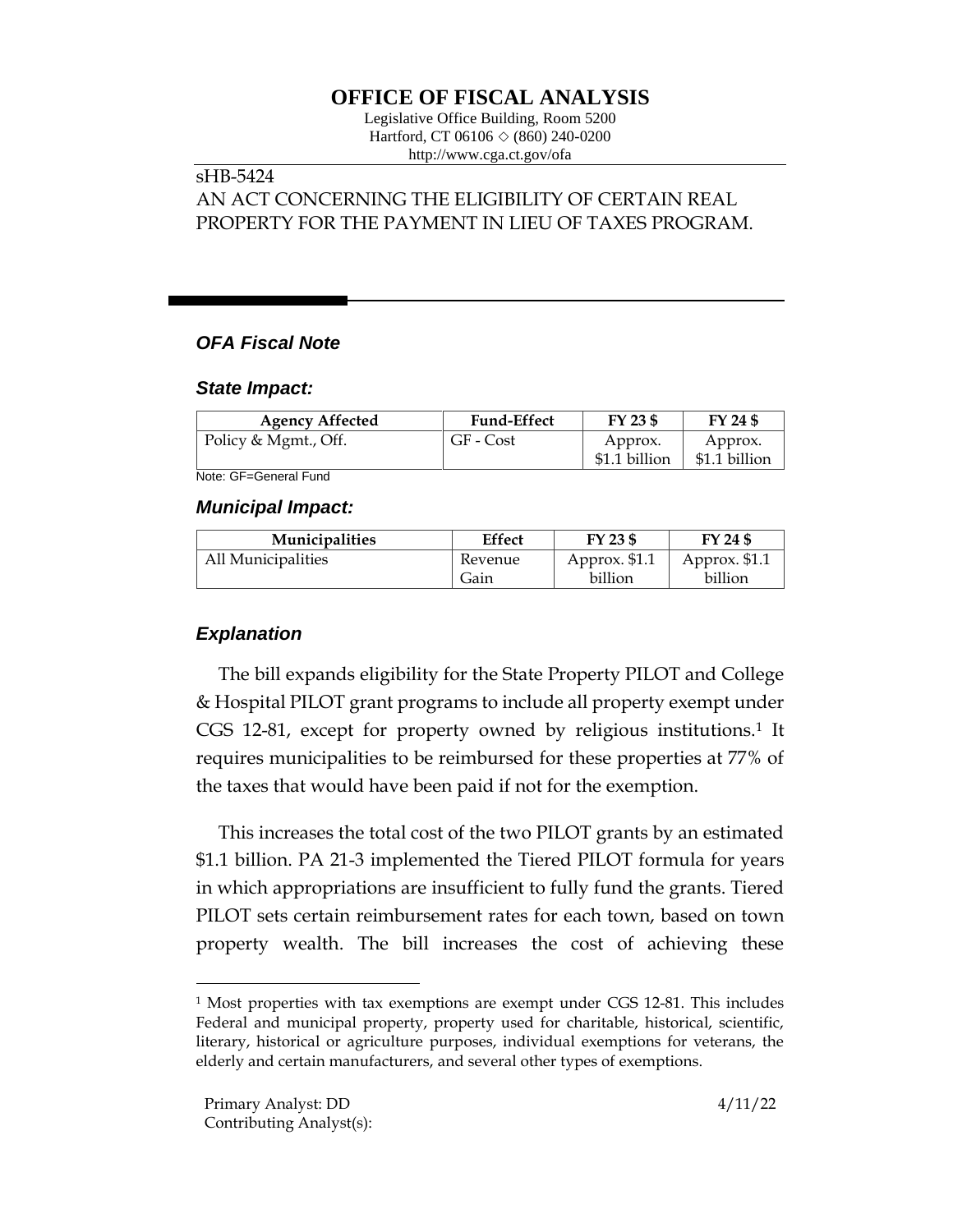# OFFICE OF FISCAL ANALYSIS

Legislative Office Building, Room 5200
Hartford, CT 06106 ◇ (860) 240-0200
http://www.cga.ct.gov/ofa

sHB-5424
AN ACT CONCERNING THE ELIGIBILITY OF CERTAIN REAL PROPERTY FOR THE PAYMENT IN LIEU OF TAXES PROGRAM.

## *OFA Fiscal Note*

### *State Impact:*

| Agency Affected | Fund-Effect | FY 23 $ | FY 24 $ |
|---|---|---|---|
| Policy & Mgmt., Off. | GF - Cost | Approx. $1.1 billion | Approx. $1.1 billion |

Note: GF=General Fund

### *Municipal Impact:*

| Municipalities | Effect | FY 23 $ | FY 24 $ |
|---|---|---|---|
| All Municipalities | Revenue Gain | Approx. $1.1 billion | Approx. $1.1 billion |

### *Explanation*

The bill expands eligibility for the State Property PILOT and College & Hospital PILOT grant programs to include all property exempt under CGS 12-81, except for property owned by religious institutions.[1] It requires municipalities to be reimbursed for these properties at 77% of the taxes that would have been paid if not for the exemption.

This increases the total cost of the two PILOT grants by an estimated $1.1 billion. PA 21-3 implemented the Tiered PILOT formula for years in which appropriations are insufficient to fully fund the grants. Tiered PILOT sets certain reimbursement rates for each town, based on town property wealth. The bill increases the cost of achieving these

[1] Most properties with tax exemptions are exempt under CGS 12-81. This includes Federal and municipal property, property used for charitable, historical, scientific, literary, historical or agriculture purposes, individual exemptions for veterans, the elderly and certain manufacturers, and several other types of exemptions.

Primary Analyst: DD
Contributing Analyst(s):

4/11/22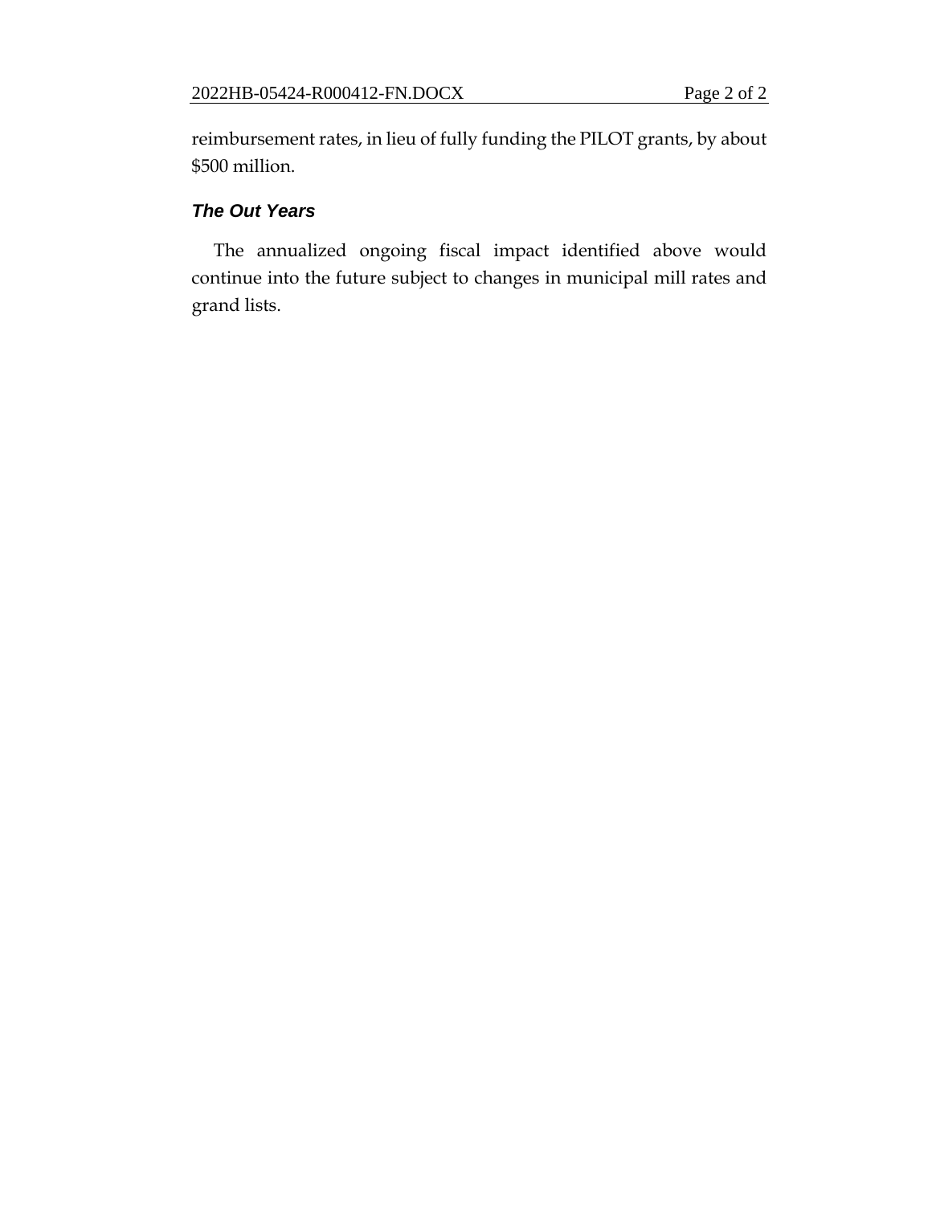reimbursement rates, in lieu of fully funding the PILOT grants, by about $500 million.

### *The Out Years*

The annualized ongoing fiscal impact identified above would continue into the future subject to changes in municipal mill rates and grand lists.